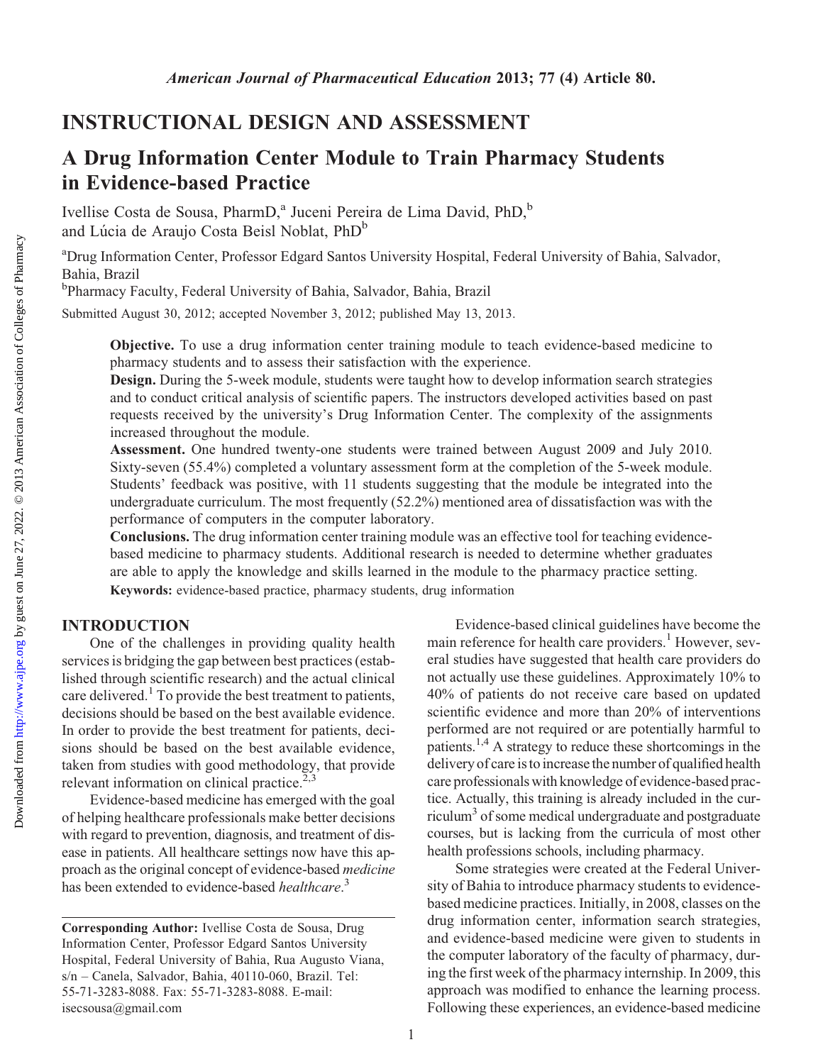## INSTRUCTIONAL DESIGN AND ASSESSMENT

# A Drug Information Center Module to Train Pharmacy Students in Evidence-based Practice

Ivellise Costa de Sousa, PharmD,[a] Juceni Pereira de Lima David, PhD,[b] and Lúcia de Araujo Costa Beisl Noblat, PhD[b]

[a]Drug Information Center, Professor Edgard Santos University Hospital, Federal University of Bahia, Salvador, Bahia, Brazil
[b]Pharmacy Faculty, Federal University of Bahia, Salvador, Bahia, Brazil

Submitted August 30, 2012; accepted November 3, 2012; published May 13, 2013.

**Objective.** To use a drug information center training module to teach evidence-based medicine to pharmacy students and to assess their satisfaction with the experience.
**Design.** During the 5-week module, students were taught how to develop information search strategies and to conduct critical analysis of scientific papers. The instructors developed activities based on past requests received by the university's Drug Information Center. The complexity of the assignments increased throughout the module.
**Assessment.** One hundred twenty-one students were trained between August 2009 and July 2010. Sixty-seven (55.4%) completed a voluntary assessment form at the completion of the 5-week module. Students' feedback was positive, with 11 students suggesting that the module be integrated into the undergraduate curriculum. The most frequently (52.2%) mentioned area of dissatisfaction was with the performance of computers in the computer laboratory.
**Conclusions.** The drug information center training module was an effective tool for teaching evidence-based medicine to pharmacy students. Additional research is needed to determine whether graduates are able to apply the knowledge and skills learned in the module to the pharmacy practice setting.
**Keywords:** evidence-based practice, pharmacy students, drug information

## INTRODUCTION

One of the challenges in providing quality health services is bridging the gap between best practices (established through scientific research) and the actual clinical care delivered.[1] To provide the best treatment to patients, decisions should be based on the best available evidence. In order to provide the best treatment for patients, decisions should be based on the best available evidence, taken from studies with good methodology, that provide relevant information on clinical practice.[2,3]

Evidence-based medicine has emerged with the goal of helping healthcare professionals make better decisions with regard to prevention, diagnosis, and treatment of disease in patients. All healthcare settings now have this approach as the original concept of evidence-based *medicine* has been extended to evidence-based *healthcare*.[3]

Evidence-based clinical guidelines have become the main reference for health care providers.[1] However, several studies have suggested that health care providers do not actually use these guidelines. Approximately 10% to 40% of patients do not receive care based on updated scientific evidence and more than 20% of interventions performed are not required or are potentially harmful to patients.[1,4] A strategy to reduce these shortcomings in the delivery of care is to increase the number of qualified health care professionals with knowledge of evidence-based practice. Actually, this training is already included in the curriculum[3] of some medical undergraduate and postgraduate courses, but is lacking from the curricula of most other health professions schools, including pharmacy.

Some strategies were created at the Federal University of Bahia to introduce pharmacy students to evidence-based medicine practices. Initially, in 2008, classes on the drug information center, information search strategies, and evidence-based medicine were given to students in the computer laboratory of the faculty of pharmacy, during the first week of the pharmacy internship. In 2009, this approach was modified to enhance the learning process. Following these experiences, an evidence-based medicine

---

**Corresponding Author:** Ivellise Costa de Sousa, Drug Information Center, Professor Edgard Santos University Hospital, Federal University of Bahia, Rua Augusto Viana, s/n – Canela, Salvador, Bahia, 40110-060, Brazil. Tel: 55-71-3283-8088. Fax: 55-71-3283-8088. E-mail: isecsousa@gmail.com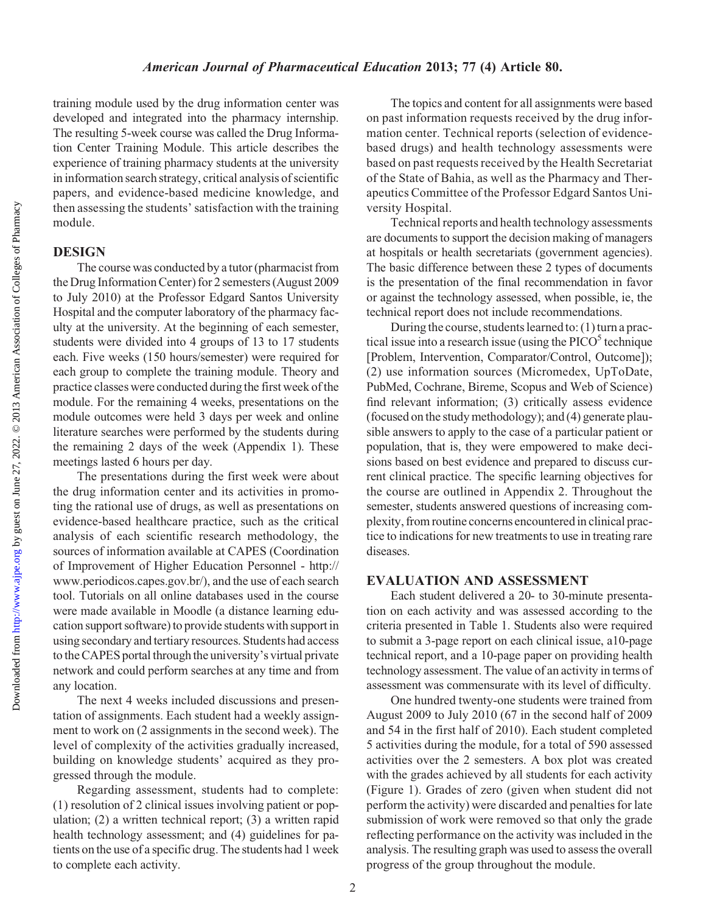training module used by the drug information center was developed and integrated into the pharmacy internship. The resulting 5-week course was called the Drug Information Center Training Module. This article describes the experience of training pharmacy students at the university in information search strategy, critical analysis of scientific papers, and evidence-based medicine knowledge, and then assessing the students' satisfaction with the training module.

## DESIGN

The course was conducted by a tutor (pharmacist from the Drug Information Center) for 2 semesters (August 2009 to July 2010) at the Professor Edgard Santos University Hospital and the computer laboratory of the pharmacy faculty at the university. At the beginning of each semester, students were divided into 4 groups of 13 to 17 students each. Five weeks (150 hours/semester) were required for each group to complete the training module. Theory and practice classes were conducted during the first week of the module. For the remaining 4 weeks, presentations on the module outcomes were held 3 days per week and online literature searches were performed by the students during the remaining 2 days of the week (Appendix 1). These meetings lasted 6 hours per day.

The presentations during the first week were about the drug information center and its activities in promoting the rational use of drugs, as well as presentations on evidence-based healthcare practice, such as the critical analysis of each scientific research methodology, the sources of information available at CAPES (Coordination of Improvement of Higher Education Personnel - http://www.periodicos.capes.gov.br/), and the use of each search tool. Tutorials on all online databases used in the course were made available in Moodle (a distance learning education support software) to provide students with support in using secondary and tertiary resources. Students had access to the CAPES portal through the university's virtual private network and could perform searches at any time and from any location.

The next 4 weeks included discussions and presentation of assignments. Each student had a weekly assignment to work on (2 assignments in the second week). The level of complexity of the activities gradually increased, building on knowledge students' acquired as they progressed through the module.

Regarding assessment, students had to complete: (1) resolution of 2 clinical issues involving patient or population; (2) a written technical report; (3) a written rapid health technology assessment; and (4) guidelines for patients on the use of a specific drug. The students had 1 week to complete each activity.

The topics and content for all assignments were based on past information requests received by the drug information center. Technical reports (selection of evidence-based drugs) and health technology assessments were based on past requests received by the Health Secretariat of the State of Bahia, as well as the Pharmacy and Therapeutics Committee of the Professor Edgard Santos University Hospital.

Technical reports and health technology assessments are documents to support the decision making of managers at hospitals or health secretariats (government agencies). The basic difference between these 2 types of documents is the presentation of the final recommendation in favor or against the technology assessed, when possible, ie, the technical report does not include recommendations.

During the course, students learned to: (1) turn a practical issue into a research issue (using the PICO[5] technique [Problem, Intervention, Comparator/Control, Outcome]); (2) use information sources (Micromedex, UpToDate, PubMed, Cochrane, Bireme, Scopus and Web of Science) find relevant information; (3) critically assess evidence (focused on the study methodology); and (4) generate plausible answers to apply to the case of a particular patient or population, that is, they were empowered to make decisions based on best evidence and prepared to discuss current clinical practice. The specific learning objectives for the course are outlined in Appendix 2. Throughout the semester, students answered questions of increasing complexity, from routine concerns encountered in clinical practice to indications for new treatments to use in treating rare diseases.

## EVALUATION AND ASSESSMENT

Each student delivered a 20- to 30-minute presentation on each activity and was assessed according to the criteria presented in Table 1. Students also were required to submit a 3-page report on each clinical issue, a10-page technical report, and a 10-page paper on providing health technology assessment. The value of an activity in terms of assessment was commensurate with its level of difficulty.

One hundred twenty-one students were trained from August 2009 to July 2010 (67 in the second half of 2009 and 54 in the first half of 2010). Each student completed 5 activities during the module, for a total of 590 assessed activities over the 2 semesters. A box plot was created with the grades achieved by all students for each activity (Figure 1). Grades of zero (given when student did not perform the activity) were discarded and penalties for late submission of work were removed so that only the grade reflecting performance on the activity was included in the analysis. The resulting graph was used to assess the overall progress of the group throughout the module.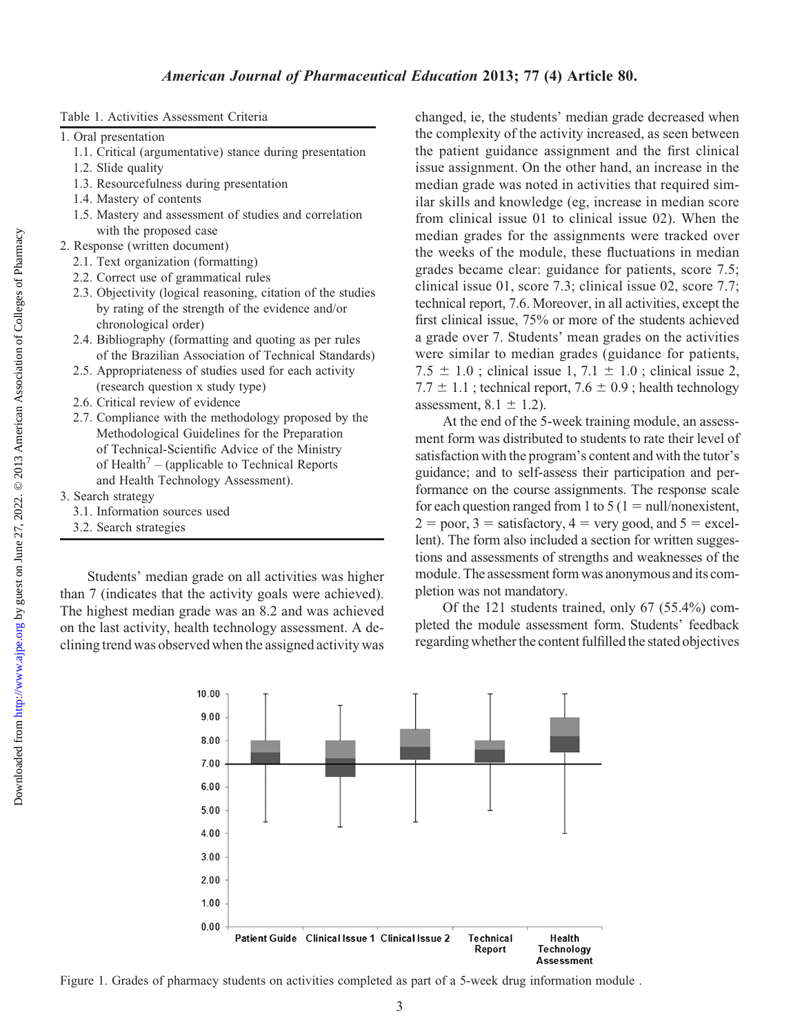Table 1. Activities Assessment Criteria

1. Oral presentation
   1.1. Critical (argumentative) stance during presentation
   1.2. Slide quality
   1.3. Resourcefulness during presentation
   1.4. Mastery of contents
   1.5. Mastery and assessment of studies and correlation with the proposed case
2. Response (written document)
   2.1. Text organization (formatting)
   2.2. Correct use of grammatical rules
   2.3. Objectivity (logical reasoning, citation of the studies by rating of the strength of the evidence and/or chronological order)
   2.4. Bibliography (formatting and quoting as per rules of the Brazilian Association of Technical Standards)
   2.5. Appropriateness of studies used for each activity (research question x study type)
   2.6. Critical review of evidence
   2.7. Compliance with the methodology proposed by the Methodological Guidelines for the Preparation of Technical-Scientific Advice of the Ministry of Health[7] – (applicable to Technical Reports and Health Technology Assessment).
3. Search strategy
   3.1. Information sources used
   3.2. Search strategies

Students' median grade on all activities was higher than 7 (indicates that the activity goals were achieved). The highest median grade was an 8.2 and was achieved on the last activity, health technology assessment. A declining trend was observed when the assigned activity was changed, ie, the students' median grade decreased when the complexity of the activity increased, as seen between the patient guidance assignment and the first clinical issue assignment. On the other hand, an increase in the median grade was noted in activities that required similar skills and knowledge (eg, increase in median score from clinical issue 01 to clinical issue 02). When the median grades for the assignments were tracked over the weeks of the module, these fluctuations in median grades became clear: guidance for patients, score 7.5; clinical issue 01, score 7.3; clinical issue 02, score 7.7; technical report, 7.6. Moreover, in all activities, except the first clinical issue, 75% or more of the students achieved a grade over 7. Students' mean grades on the activities were similar to median grades (guidance for patients, $7.5 \pm 1.0$ ; clinical issue 1, $7.1 \pm 1.0$ ; clinical issue 2, $7.7 \pm 1.1$ ; technical report, $7.6 \pm 0.9$ ; health technology assessment, $8.1 \pm 1.2$).

At the end of the 5-week training module, an assessment form was distributed to students to rate their level of satisfaction with the program's content and with the tutor's guidance; and to self-assess their participation and performance on the course assignments. The response scale for each question ranged from 1 to 5 (1 = null/nonexistent, 2 = poor, 3 = satisfactory, 4 = very good, and 5 = excellent). The form also included a section for written suggestions and assessments of strengths and weaknesses of the module. The assessment form was anonymous and its completion was not mandatory.

Of the 121 students trained, only 67 (55.4%) completed the module assessment form. Students' feedback regarding whether the content fulfilled the stated objectives

Figure 1. Grades of pharmacy students on activities completed as part of a 5-week drug information module .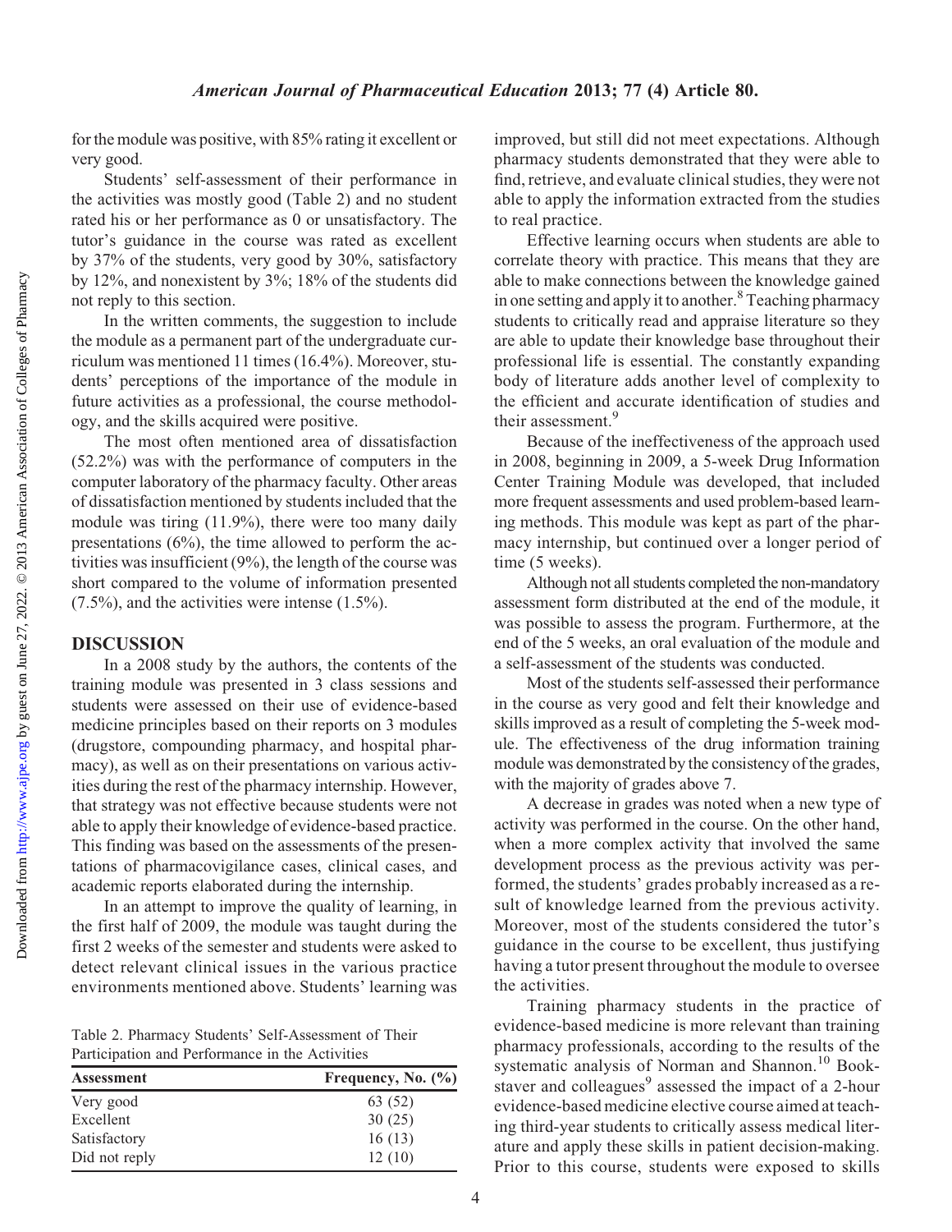for the module was positive, with 85% rating it excellent or very good.

Students' self-assessment of their performance in the activities was mostly good (Table 2) and no student rated his or her performance as 0 or unsatisfactory. The tutor's guidance in the course was rated as excellent by 37% of the students, very good by 30%, satisfactory by 12%, and nonexistent by 3%; 18% of the students did not reply to this section.

In the written comments, the suggestion to include the module as a permanent part of the undergraduate curriculum was mentioned 11 times (16.4%). Moreover, students' perceptions of the importance of the module in future activities as a professional, the course methodology, and the skills acquired were positive.

The most often mentioned area of dissatisfaction (52.2%) was with the performance of computers in the computer laboratory of the pharmacy faculty. Other areas of dissatisfaction mentioned by students included that the module was tiring (11.9%), there were too many daily presentations (6%), the time allowed to perform the activities was insufficient (9%), the length of the course was short compared to the volume of information presented (7.5%), and the activities were intense (1.5%).

## DISCUSSION

In a 2008 study by the authors, the contents of the training module was presented in 3 class sessions and students were assessed on their use of evidence-based medicine principles based on their reports on 3 modules (drugstore, compounding pharmacy, and hospital pharmacy), as well as on their presentations on various activities during the rest of the pharmacy internship. However, that strategy was not effective because students were not able to apply their knowledge of evidence-based practice. This finding was based on the assessments of the presentations of pharmacovigilance cases, clinical cases, and academic reports elaborated during the internship.

In an attempt to improve the quality of learning, in the first half of 2009, the module was taught during the first 2 weeks of the semester and students were asked to detect relevant clinical issues in the various practice environments mentioned above. Students' learning was improved, but still did not meet expectations. Although pharmacy students demonstrated that they were able to find, retrieve, and evaluate clinical studies, they were not able to apply the information extracted from the studies to real practice.

Table 2. Pharmacy Students' Self-Assessment of Their Participation and Performance in the Activities

| Assessment | Frequency, No. (%) |
|---|---|
| Very good | 63 (52) |
| Excellent | 30 (25) |
| Satisfactory | 16 (13) |
| Did not reply | 12 (10) |

Effective learning occurs when students are able to correlate theory with practice. This means that they are able to make connections between the knowledge gained in one setting and apply it to another.[8] Teaching pharmacy students to critically read and appraise literature so they are able to update their knowledge base throughout their professional life is essential. The constantly expanding body of literature adds another level of complexity to the efficient and accurate identification of studies and their assessment.[9]

Because of the ineffectiveness of the approach used in 2008, beginning in 2009, a 5-week Drug Information Center Training Module was developed, that included more frequent assessments and used problem-based learning methods. This module was kept as part of the pharmacy internship, but continued over a longer period of time (5 weeks).

Although not all students completed the non-mandatory assessment form distributed at the end of the module, it was possible to assess the program. Furthermore, at the end of the 5 weeks, an oral evaluation of the module and a self-assessment of the students was conducted.

Most of the students self-assessed their performance in the course as very good and felt their knowledge and skills improved as a result of completing the 5-week module. The effectiveness of the drug information training module was demonstrated by the consistency of the grades, with the majority of grades above 7.

A decrease in grades was noted when a new type of activity was performed in the course. On the other hand, when a more complex activity that involved the same development process as the previous activity was performed, the students' grades probably increased as a result of knowledge learned from the previous activity. Moreover, most of the students considered the tutor's guidance in the course to be excellent, thus justifying having a tutor present throughout the module to oversee the activities.

Training pharmacy students in the practice of evidence-based medicine is more relevant than training pharmacy professionals, according to the results of the systematic analysis of Norman and Shannon.[10] Bookstaver and colleagues[9] assessed the impact of a 2-hour evidence-based medicine elective course aimed at teaching third-year students to critically assess medical literature and apply these skills in patient decision-making. Prior to this course, students were exposed to skills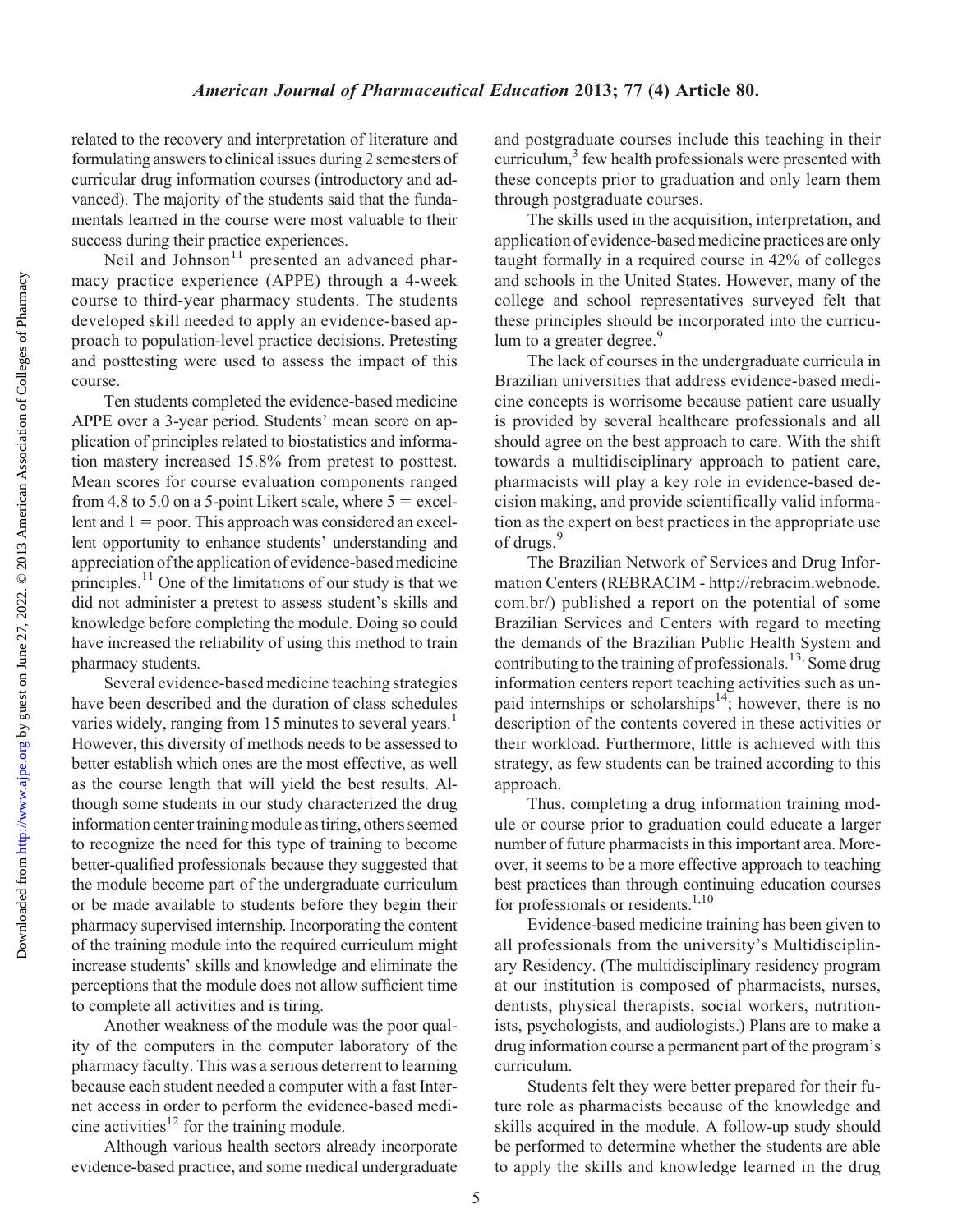related to the recovery and interpretation of literature and formulating answers to clinical issues during 2 semesters of curricular drug information courses (introductory and advanced). The majority of the students said that the fundamentals learned in the course were most valuable to their success during their practice experiences.

Neil and Johnson[11] presented an advanced pharmacy practice experience (APPE) through a 4-week course to third-year pharmacy students. The students developed skill needed to apply an evidence-based approach to population-level practice decisions. Pretesting and posttesting were used to assess the impact of this course.

Ten students completed the evidence-based medicine APPE over a 3-year period. Students' mean score on application of principles related to biostatistics and information mastery increased 15.8% from pretest to posttest. Mean scores for course evaluation components ranged from 4.8 to 5.0 on a 5-point Likert scale, where 5 = excellent and 1 = poor. This approach was considered an excellent opportunity to enhance students' understanding and appreciation of the application of evidence-based medicine principles.[11] One of the limitations of our study is that we did not administer a pretest to assess student's skills and knowledge before completing the module. Doing so could have increased the reliability of using this method to train pharmacy students.

Several evidence-based medicine teaching strategies have been described and the duration of class schedules varies widely, ranging from 15 minutes to several years.[1] However, this diversity of methods needs to be assessed to better establish which ones are the most effective, as well as the course length that will yield the best results. Although some students in our study characterized the drug information center training module as tiring, others seemed to recognize the need for this type of training to become better-qualified professionals because they suggested that the module become part of the undergraduate curriculum or be made available to students before they begin their pharmacy supervised internship. Incorporating the content of the training module into the required curriculum might increase students' skills and knowledge and eliminate the perceptions that the module does not allow sufficient time to complete all activities and is tiring.

Another weakness of the module was the poor quality of the computers in the computer laboratory of the pharmacy faculty. This was a serious deterrent to learning because each student needed a computer with a fast Internet access in order to perform the evidence-based medicine activities[12] for the training module.

Although various health sectors already incorporate evidence-based practice, and some medical undergraduate and postgraduate courses include this teaching in their curriculum,[3] few health professionals were presented with these concepts prior to graduation and only learn them through postgraduate courses.

The skills used in the acquisition, interpretation, and application of evidence-based medicine practices are only taught formally in a required course in 42% of colleges and schools in the United States. However, many of the college and school representatives surveyed felt that these principles should be incorporated into the curriculum to a greater degree.[9]

The lack of courses in the undergraduate curricula in Brazilian universities that address evidence-based medicine concepts is worrisome because patient care usually is provided by several healthcare professionals and all should agree on the best approach to care. With the shift towards a multidisciplinary approach to patient care, pharmacists will play a key role in evidence-based decision making, and provide scientifically valid information as the expert on best practices in the appropriate use of drugs.[9]

The Brazilian Network of Services and Drug Information Centers (REBRACIM - http://rebracim.webnode.com.br/) published a report on the potential of some Brazilian Services and Centers with regard to meeting the demands of the Brazilian Public Health System and contributing to the training of professionals.[13] Some drug information centers report teaching activities such as unpaid internships or scholarships[14]; however, there is no description of the contents covered in these activities or their workload. Furthermore, little is achieved with this strategy, as few students can be trained according to this approach.

Thus, completing a drug information training module or course prior to graduation could educate a larger number of future pharmacists in this important area. Moreover, it seems to be a more effective approach to teaching best practices than through continuing education courses for professionals or residents.[1,10]

Evidence-based medicine training has been given to all professionals from the university's Multidisciplinary Residency. (The multidisciplinary residency program at our institution is composed of pharmacists, nurses, dentists, physical therapists, social workers, nutritionists, psychologists, and audiologists.) Plans are to make a drug information course a permanent part of the program's curriculum.

Students felt they were better prepared for their future role as pharmacists because of the knowledge and skills acquired in the module. A follow-up study should be performed to determine whether the students are able to apply the skills and knowledge learned in the drug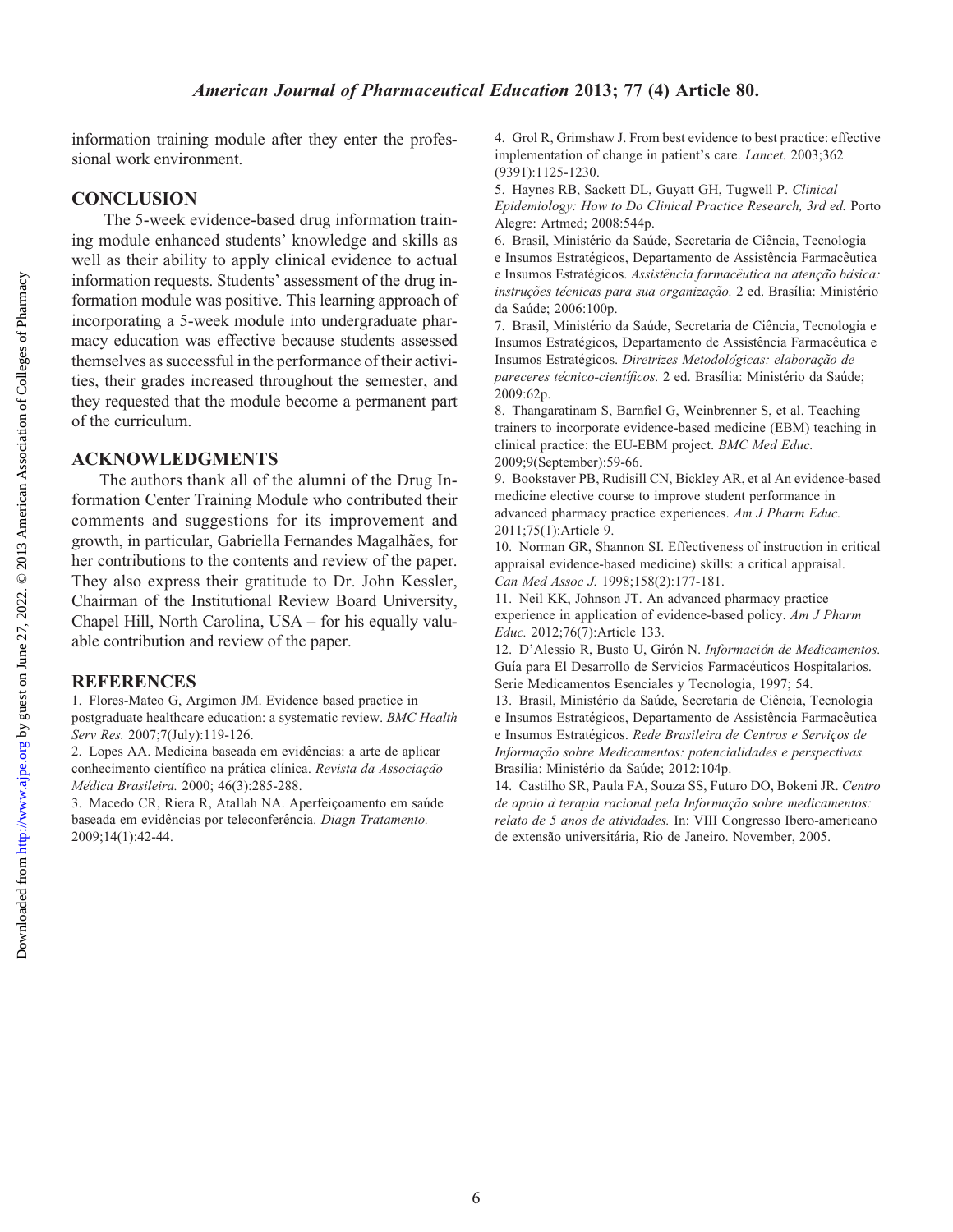information training module after they enter the professional work environment.

## CONCLUSION

The 5-week evidence-based drug information training module enhanced students' knowledge and skills as well as their ability to apply clinical evidence to actual information requests. Students' assessment of the drug information module was positive. This learning approach of incorporating a 5-week module into undergraduate pharmacy education was effective because students assessed themselves as successful in the performance of their activities, their grades increased throughout the semester, and they requested that the module become a permanent part of the curriculum.

## ACKNOWLEDGMENTS

The authors thank all of the alumni of the Drug Information Center Training Module who contributed their comments and suggestions for its improvement and growth, in particular, Gabriella Fernandes Magalhães, for her contributions to the contents and review of the paper. They also express their gratitude to Dr. John Kessler, Chairman of the Institutional Review Board University, Chapel Hill, North Carolina, USA – for his equally valuable contribution and review of the paper.

## REFERENCES

1. Flores-Mateo G, Argimon JM. Evidence based practice in postgraduate healthcare education: a systematic review. *BMC Health Serv Res.* 2007;7(July):119-126.
2. Lopes AA. Medicina baseada em evidências: a arte de aplicar conhecimento científico na prática clínica. *Revista da Associação Médica Brasileira.* 2000; 46(3):285-288.
3. Macedo CR, Riera R, Atallah NA. Aperfeiçoamento em saúde baseada em evidências por teleconferência. *Diagn Tratamento.* 2009;14(1):42-44.
4. Grol R, Grimshaw J. From best evidence to best practice: effective implementation of change in patient's care. *Lancet.* 2003;362 (9391):1125-1230.
5. Haynes RB, Sackett DL, Guyatt GH, Tugwell P. *Clinical Epidemiology: How to Do Clinical Practice Research, 3rd ed.* Porto Alegre: Artmed; 2008:544p.
6. Brasil, Ministério da Saúde, Secretaria de Ciência, Tecnologia e Insumos Estratégicos, Departamento de Assistência Farmacêutica e Insumos Estratégicos. *Assistência farmacêutica na atenção básica: instruções técnicas para sua organização.* 2 ed. Brasília: Ministério da Saúde; 2006:100p.
7. Brasil, Ministério da Saúde, Secretaria de Ciência, Tecnologia e Insumos Estratégicos, Departamento de Assistência Farmacêutica e Insumos Estratégicos. *Diretrizes Metodológicas: elaboração de pareceres técnico-científicos.* 2 ed. Brasília: Ministério da Saúde; 2009:62p.
8. Thangaratinam S, Barnfiel G, Weinbrenner S, et al. Teaching trainers to incorporate evidence-based medicine (EBM) teaching in clinical practice: the EU-EBM project. *BMC Med Educ.* 2009;9(September):59-66.
9. Bookstaver PB, Rudisill CN, Bickley AR, et al An evidence-based medicine elective course to improve student performance in advanced pharmacy practice experiences. *Am J Pharm Educ.* 2011;75(1):Article 9.
10. Norman GR, Shannon SI. Effectiveness of instruction in critical appraisal evidence-based medicine) skills: a critical appraisal. *Can Med Assoc J.* 1998;158(2):177-181.
11. Neil KK, Johnson JT. An advanced pharmacy practice experience in application of evidence-based policy. *Am J Pharm Educ.* 2012;76(7):Article 133.
12. D'Alessio R, Busto U, Girón N. *Información de Medicamentos.* Guía para El Desarrollo de Servicios Farmacéuticos Hospitalarios. Serie Medicamentos Esenciales y Tecnologia, 1997; 54.
13. Brasil, Ministério da Saúde, Secretaria de Ciência, Tecnologia e Insumos Estratégicos, Departamento de Assistência Farmacêutica e Insumos Estratégicos. *Rede Brasileira de Centros e Serviços de Informação sobre Medicamentos: potencialidades e perspectivas.* Brasília: Ministério da Saúde; 2012:104p.
14. Castilho SR, Paula FA, Souza SS, Futuro DO, Bokeni JR. *Centro de apoio à terapia racional pela Informação sobre medicamentos: relato de 5 anos de atividades.* In: VIII Congresso Ibero-americano de extensão universitária, Rio de Janeiro. November, 2005.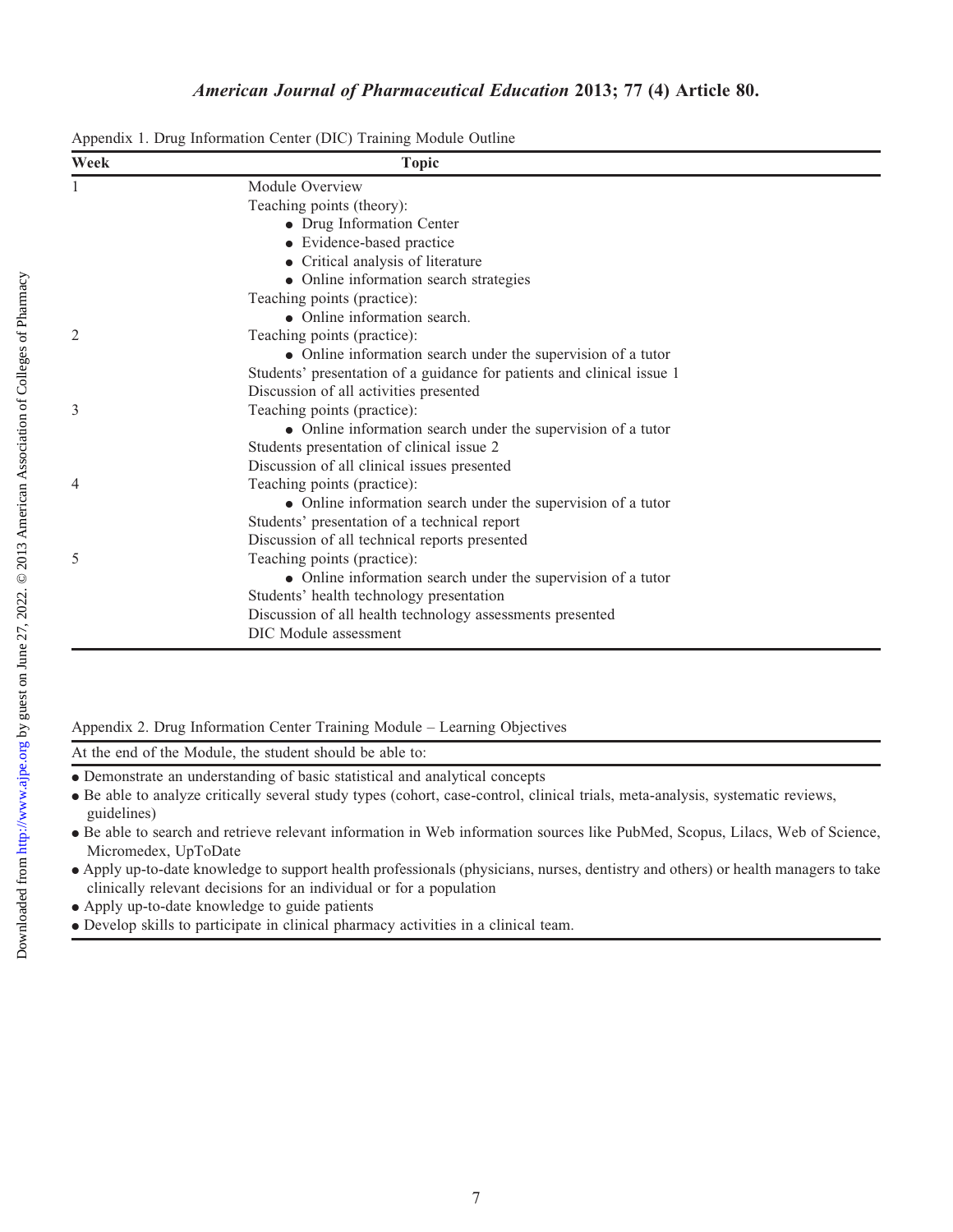Appendix 1. Drug Information Center (DIC) Training Module Outline

| Week | Topic |
| --- | --- |
| 1 | Module Overview<br>Teaching points (theory):<br>• Drug Information Center<br>• Evidence-based practice<br>• Critical analysis of literature<br>• Online information search strategies<br>Teaching points (practice):<br>• Online information search. |
| 2 | Teaching points (practice):<br>• Online information search under the supervision of a tutor<br>Students' presentation of a guidance for patients and clinical issue 1<br>Discussion of all activities presented |
| 3 | Teaching points (practice):<br>• Online information search under the supervision of a tutor<br>Students presentation of clinical issue 2<br>Discussion of all clinical issues presented |
| 4 | Teaching points (practice):<br>• Online information search under the supervision of a tutor<br>Students' presentation of a technical report<br>Discussion of all technical reports presented |
| 5 | Teaching points (practice):<br>• Online information search under the supervision of a tutor<br>Students' health technology presentation<br>Discussion of all health technology assessments presented<br>DIC Module assessment |

Appendix 2. Drug Information Center Training Module – Learning Objectives

At the end of the Module, the student should be able to:

- Demonstrate an understanding of basic statistical and analytical concepts
- Be able to analyze critically several study types (cohort, case-control, clinical trials, meta-analysis, systematic reviews, guidelines)
- Be able to search and retrieve relevant information in Web information sources like PubMed, Scopus, Lilacs, Web of Science, Micromedex, UpToDate
- Apply up-to-date knowledge to support health professionals (physicians, nurses, dentistry and others) or health managers to take clinically relevant decisions for an individual or for a population
- Apply up-to-date knowledge to guide patients
- Develop skills to participate in clinical pharmacy activities in a clinical team.